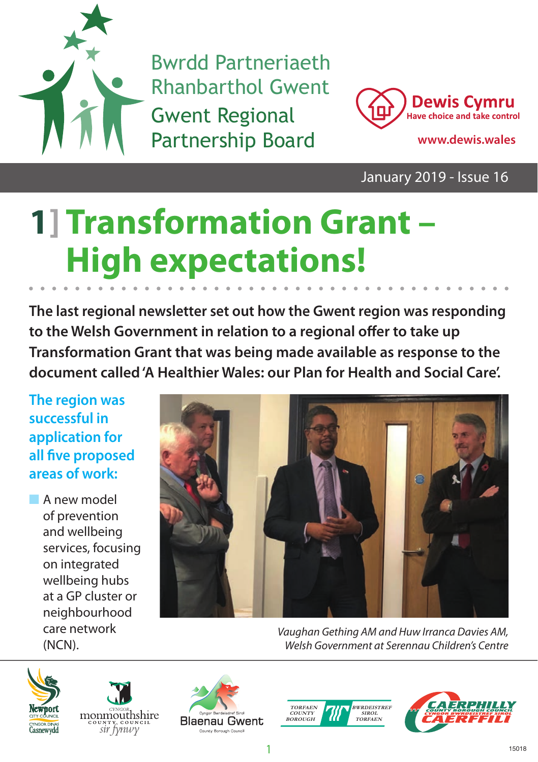Bwrdd Partneriaeth Rhanbarthol Gwent

Gwent Regional Partnership Board

**Dewis Cymru**
Have choice and take control

www.dewis.wales

January 2019 - Issue 16

# 1] Transformation Grant – High expectations!

**The last regional newsletter set out how the Gwent region was responding to the Welsh Government in relation to a regional offer to take up Transformation Grant that was being made available as response to the document called 'A Healthier Wales: our Plan for Health and Social Care'.**

## The region was successful in application for all five proposed areas of work:

- A new model of prevention and wellbeing services, focusing on integrated wellbeing hubs at a GP cluster or neighbourhood care network (NCN).

*Vaughan Gething AM and Huw Irranca Davies AM, Welsh Government at Serennau Children's Centre*

Newport City Council / Cyngor Dinas Casnewydd · Monmouthshire County Council / Cyngor Sir Fynwy · Blaenau Gwent County Borough Council / Cyngor Bwrdeistref Sirol Blaenau Gwent · Torfaen County Borough / Bwrdeistref Sirol Torfaen · Caerphilly County Borough Council / Cyngor Bwrdeistref Sirol Caerffili

15018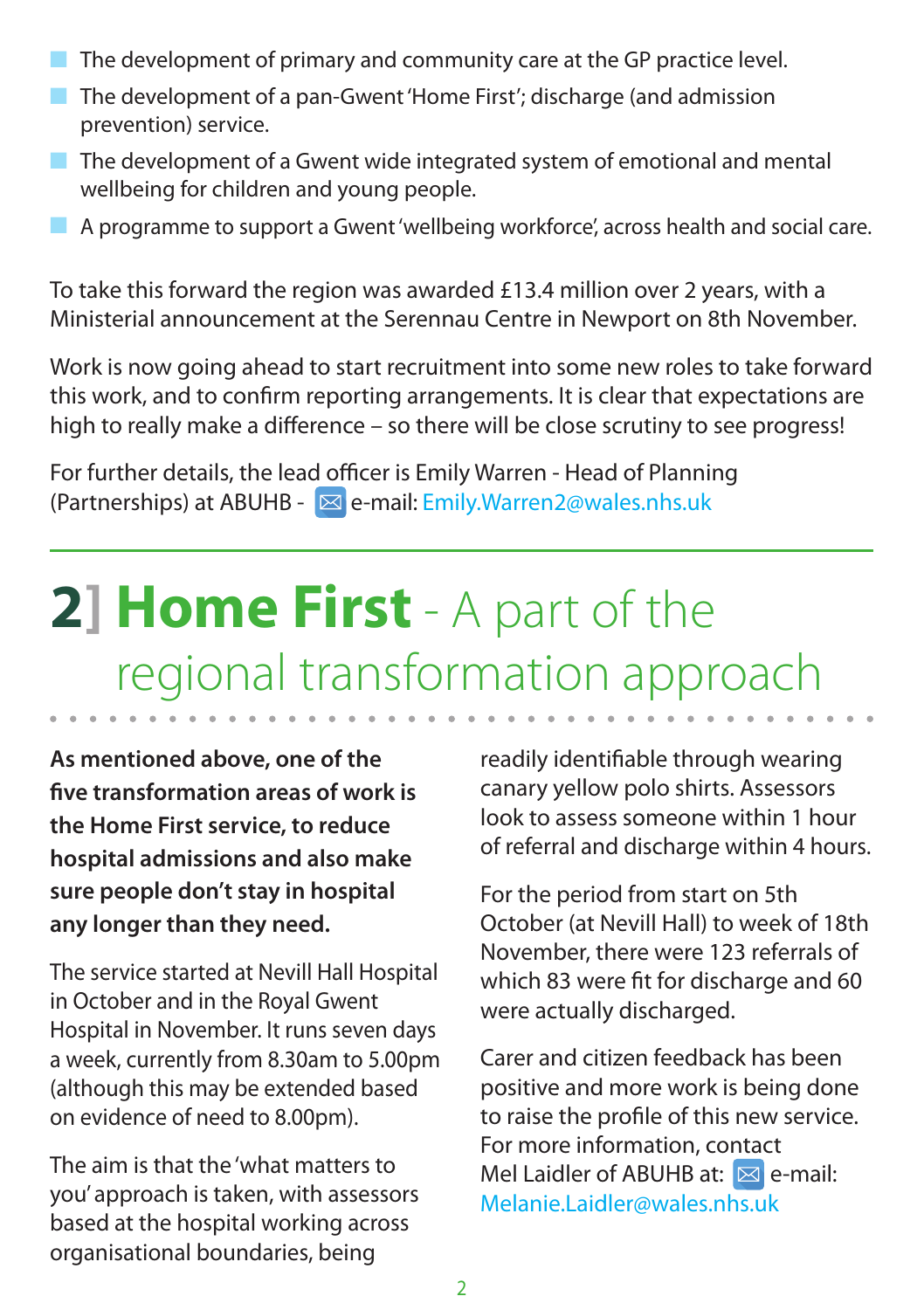- The development of primary and community care at the GP practice level.
- The development of a pan-Gwent 'Home First'; discharge (and admission prevention) service.
- The development of a Gwent wide integrated system of emotional and mental wellbeing for children and young people.
- A programme to support a Gwent 'wellbeing workforce', across health and social care.

To take this forward the region was awarded £13.4 million over 2 years, with a Ministerial announcement at the Serennau Centre in Newport on 8th November.

Work is now going ahead to start recruitment into some new roles to take forward this work, and to confirm reporting arrangements. It is clear that expectations are high to really make a difference – so there will be close scrutiny to see progress!

For further details, the lead officer is Emily Warren - Head of Planning (Partnerships) at ABUHB - e-mail: Emily.Warren2@wales.nhs.uk

## 2] Home First - A part of the regional transformation approach

**As mentioned above, one of the five transformation areas of work is the Home First service, to reduce hospital admissions and also make sure people don't stay in hospital any longer than they need.**

The service started at Nevill Hall Hospital in October and in the Royal Gwent Hospital in November. It runs seven days a week, currently from 8.30am to 5.00pm (although this may be extended based on evidence of need to 8.00pm).

The aim is that the 'what matters to you' approach is taken, with assessors based at the hospital working across organisational boundaries, being readily identifiable through wearing canary yellow polo shirts. Assessors look to assess someone within 1 hour of referral and discharge within 4 hours.

For the period from start on 5th October (at Nevill Hall) to week of 18th November, there were 123 referrals of which 83 were fit for discharge and 60 were actually discharged.

Carer and citizen feedback has been positive and more work is being done to raise the profile of this new service. For more information, contact Mel Laidler of ABUHB at: e-mail: Melanie.Laidler@wales.nhs.uk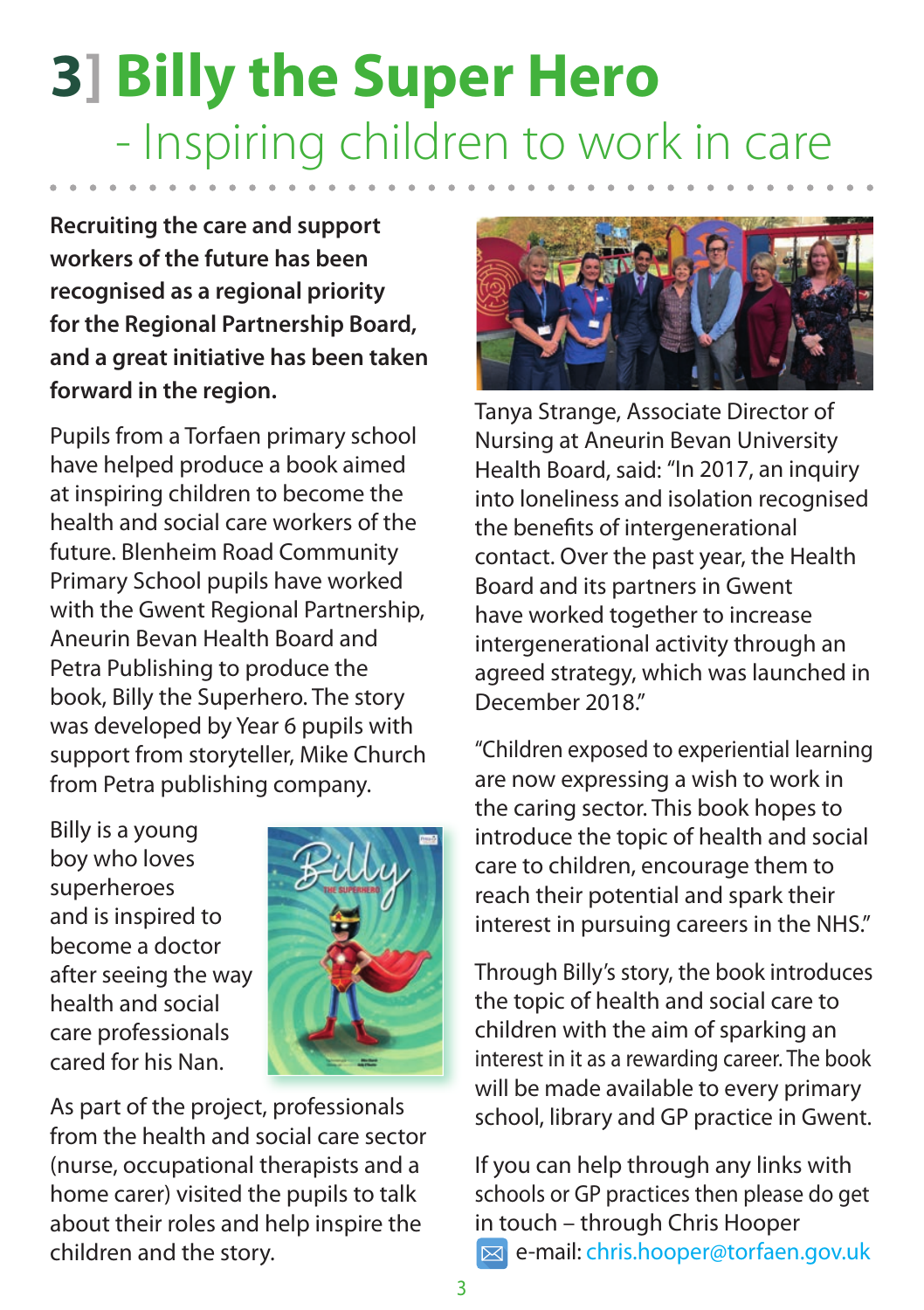# 3] Billy the Super Hero

## - Inspiring children to work in care

**Recruiting the care and support workers of the future has been recognised as a regional priority for the Regional Partnership Board, and a great initiative has been taken forward in the region.**

Pupils from a Torfaen primary school have helped produce a book aimed at inspiring children to become the health and social care workers of the future. Blenheim Road Community Primary School pupils have worked with the Gwent Regional Partnership, Aneurin Bevan Health Board and Petra Publishing to produce the book, Billy the Superhero. The story was developed by Year 6 pupils with support from storyteller, Mike Church from Petra publishing company.

Billy is a young boy who loves superheroes and is inspired to become a doctor after seeing the way health and social care professionals cared for his Nan.

As part of the project, professionals from the health and social care sector (nurse, occupational therapists and a home carer) visited the pupils to talk about their roles and help inspire the children and the story.

Tanya Strange, Associate Director of Nursing at Aneurin Bevan University Health Board, said: "In 2017, an inquiry into loneliness and isolation recognised the benefits of intergenerational contact. Over the past year, the Health Board and its partners in Gwent have worked together to increase intergenerational activity through an agreed strategy, which was launched in December 2018."

"Children exposed to experiential learning are now expressing a wish to work in the caring sector. This book hopes to introduce the topic of health and social care to children, encourage them to reach their potential and spark their interest in pursuing careers in the NHS."

Through Billy's story, the book introduces the topic of health and social care to children with the aim of sparking an interest in it as a rewarding career. The book will be made available to every primary school, library and GP practice in Gwent.

If you can help through any links with schools or GP practices then please do get in touch – through Chris Hooper
e-mail: chris.hooper@torfaen.gov.uk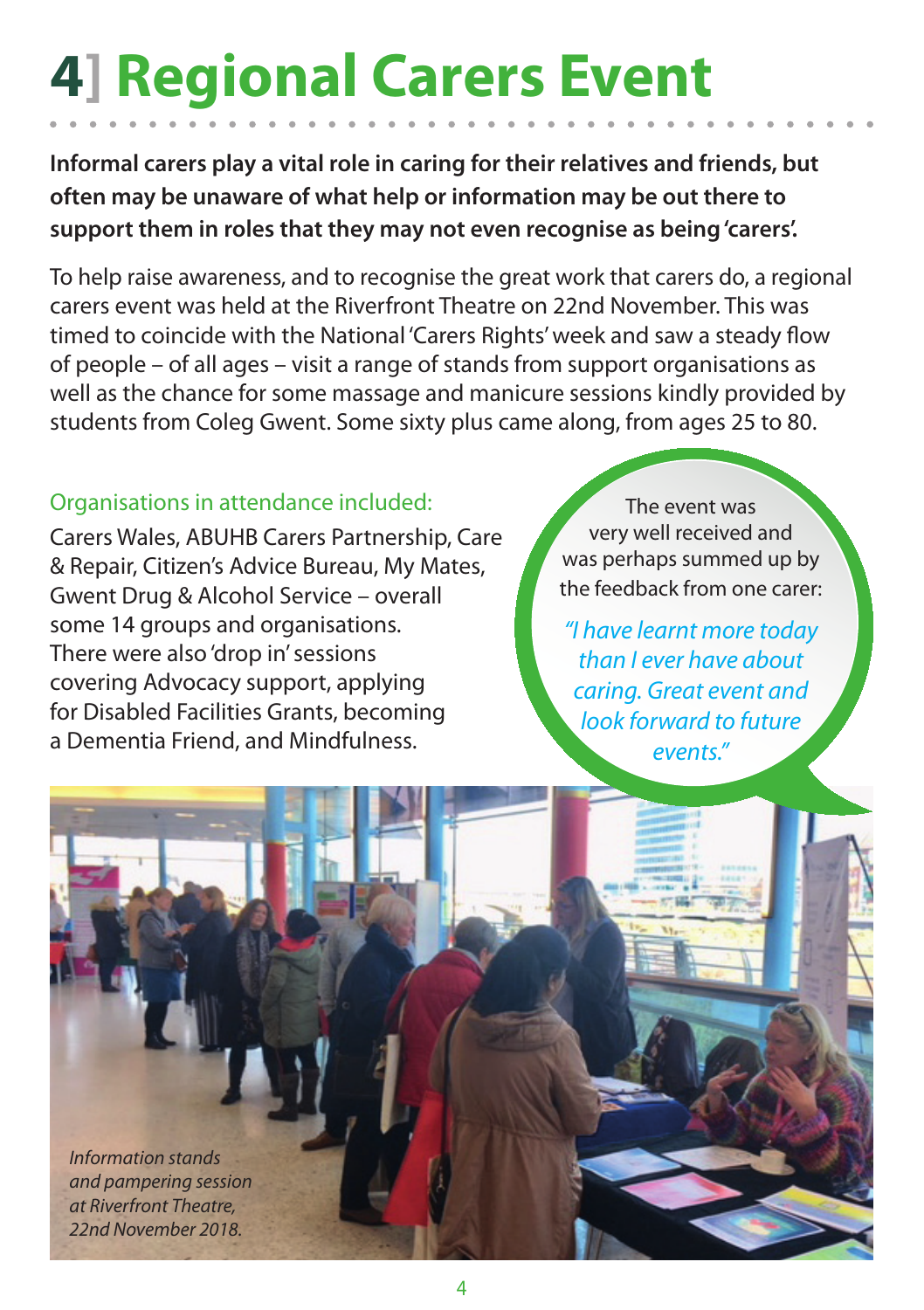# 4] Regional Carers Event

**Informal carers play a vital role in caring for their relatives and friends, but often may be unaware of what help or information may be out there to support them in roles that they may not even recognise as being 'carers'.**

To help raise awareness, and to recognise the great work that carers do, a regional carers event was held at the Riverfront Theatre on 22nd November. This was timed to coincide with the National 'Carers Rights' week and saw a steady flow of people – of all ages – visit a range of stands from support organisations as well as the chance for some massage and manicure sessions kindly provided by students from Coleg Gwent. Some sixty plus came along, from ages 25 to 80.

Organisations in attendance included:

Carers Wales, ABUHB Carers Partnership, Care & Repair, Citizen's Advice Bureau, My Mates, Gwent Drug & Alcohol Service – overall some 14 groups and organisations. There were also 'drop in' sessions covering Advocacy support, applying for Disabled Facilities Grants, becoming a Dementia Friend, and Mindfulness.

The event was very well received and was perhaps summed up by the feedback from one carer:

*"I have learnt more today than I ever have about caring. Great event and look forward to future events."*

*Information stands and pampering session at Riverfront Theatre, 22nd November 2018.*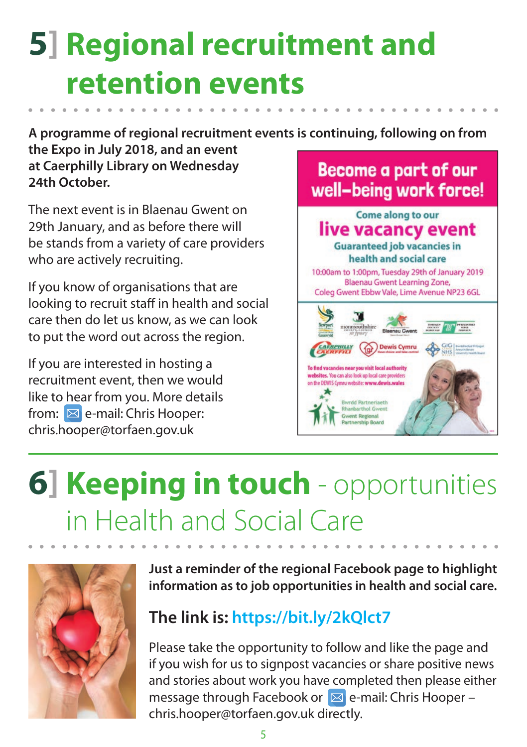# 5] Regional recruitment and retention events

**A programme of regional recruitment events is continuing, following on from the Expo in July 2018, and an event at Caerphilly Library on Wednesday 24th October.**

The next event is in Blaenau Gwent on 29th January, and as before there will be stands from a variety of care providers who are actively recruiting.

If you know of organisations that are looking to recruit staff in health and social care then do let us know, as we can look to put the word out across the region.

If you are interested in hosting a recruitment event, then we would like to hear from you. More details from: e-mail: Chris Hooper: chris.hooper@torfaen.gov.uk

**Become a part of our well-being work force!**

Come along to our

**live vacancy event**

Guaranteed job vacancies in health and social care

10:00am to 1:00pm, Tuesday 29th of January 2019
Blaenau Gwent Learning Zone,
Coleg Gwent Ebbw Vale, Lime Avenue NP23 6GL

To find vacancies near you visit local authority websites. You can also look up local care providers on the DEWIS Cymru website: www.dewis.wales

Bwrdd Partneriaeth Rhanbarthol Gwent
Gwent Regional Partnership Board

# 6] Keeping in touch - opportunities in Health and Social Care

**Just a reminder of the regional Facebook page to highlight information as to job opportunities in health and social care.**

## The link is: https://bit.ly/2kQlct7

Please take the opportunity to follow and like the page and if you wish for us to signpost vacancies or share positive news and stories about work you have completed then please either message through Facebook or e-mail: Chris Hooper – chris.hooper@torfaen.gov.uk directly.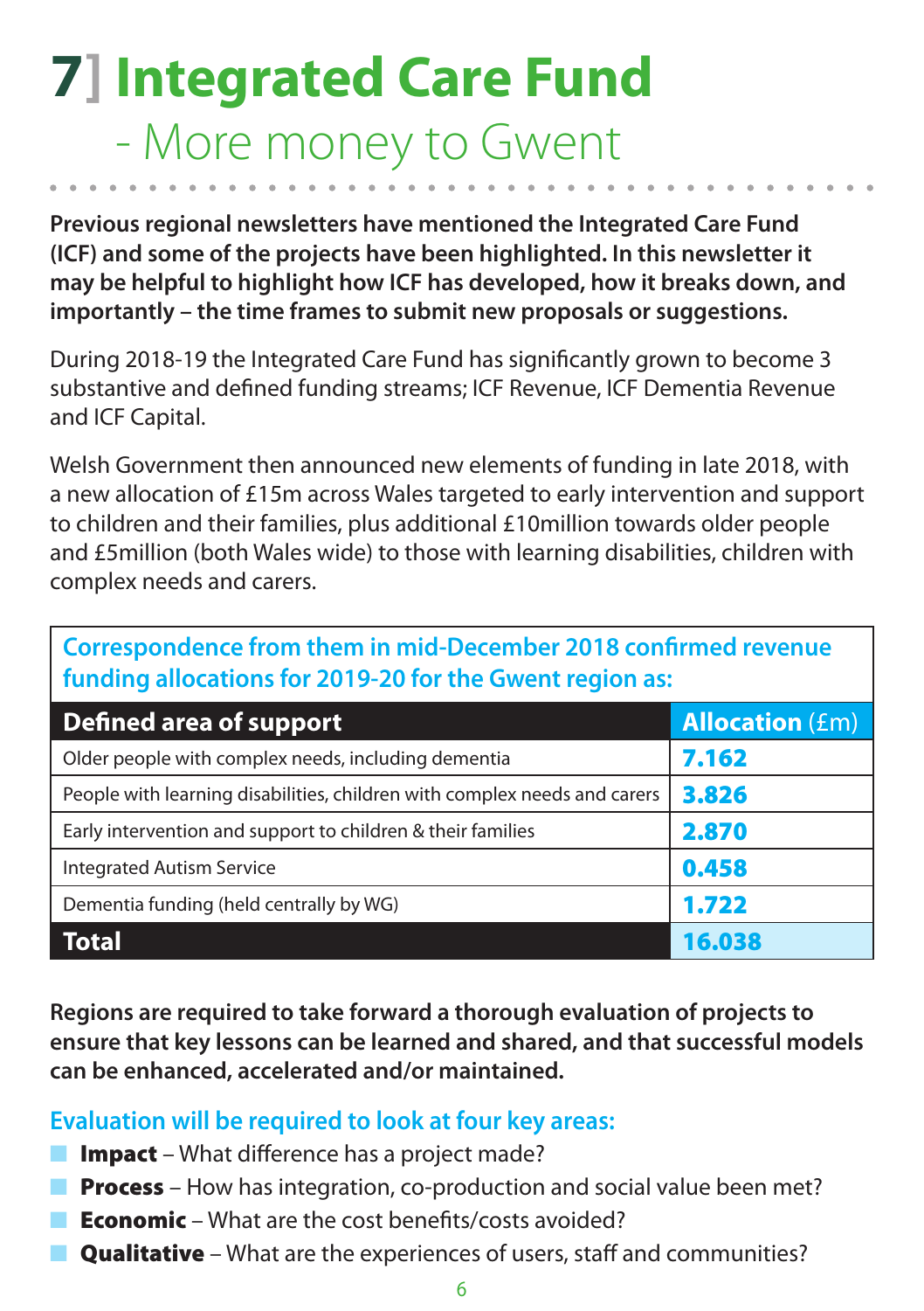# 7] Integrated Care Fund

## - More money to Gwent

**Previous regional newsletters have mentioned the Integrated Care Fund (ICF) and some of the projects have been highlighted. In this newsletter it may be helpful to highlight how ICF has developed, how it breaks down, and importantly – the time frames to submit new proposals or suggestions.**

During 2018-19 the Integrated Care Fund has significantly grown to become 3 substantive and defined funding streams; ICF Revenue, ICF Dementia Revenue and ICF Capital.

Welsh Government then announced new elements of funding in late 2018, with a new allocation of £15m across Wales targeted to early intervention and support to children and their families, plus additional £10million towards older people and £5million (both Wales wide) to those with learning disabilities, children with complex needs and carers.

**Correspondence from them in mid-December 2018 confirmed revenue funding allocations for 2019-20 for the Gwent region as:**

| Defined area of support | Allocation (£m) |
|---|---|
| Older people with complex needs, including dementia | 7.162 |
| People with learning disabilities, children with complex needs and carers | 3.826 |
| Early intervention and support to children & their families | 2.870 |
| Integrated Autism Service | 0.458 |
| Dementia funding (held centrally by WG) | 1.722 |
| **Total** | **16.038** |

**Regions are required to take forward a thorough evaluation of projects to ensure that key lessons can be learned and shared, and that successful models can be enhanced, accelerated and/or maintained.**

**Evaluation will be required to look at four key areas:**

- **Impact** – What difference has a project made?
- **Process** – How has integration, co-production and social value been met?
- **Economic** – What are the cost benefits/costs avoided?
- **Qualitative** – What are the experiences of users, staff and communities?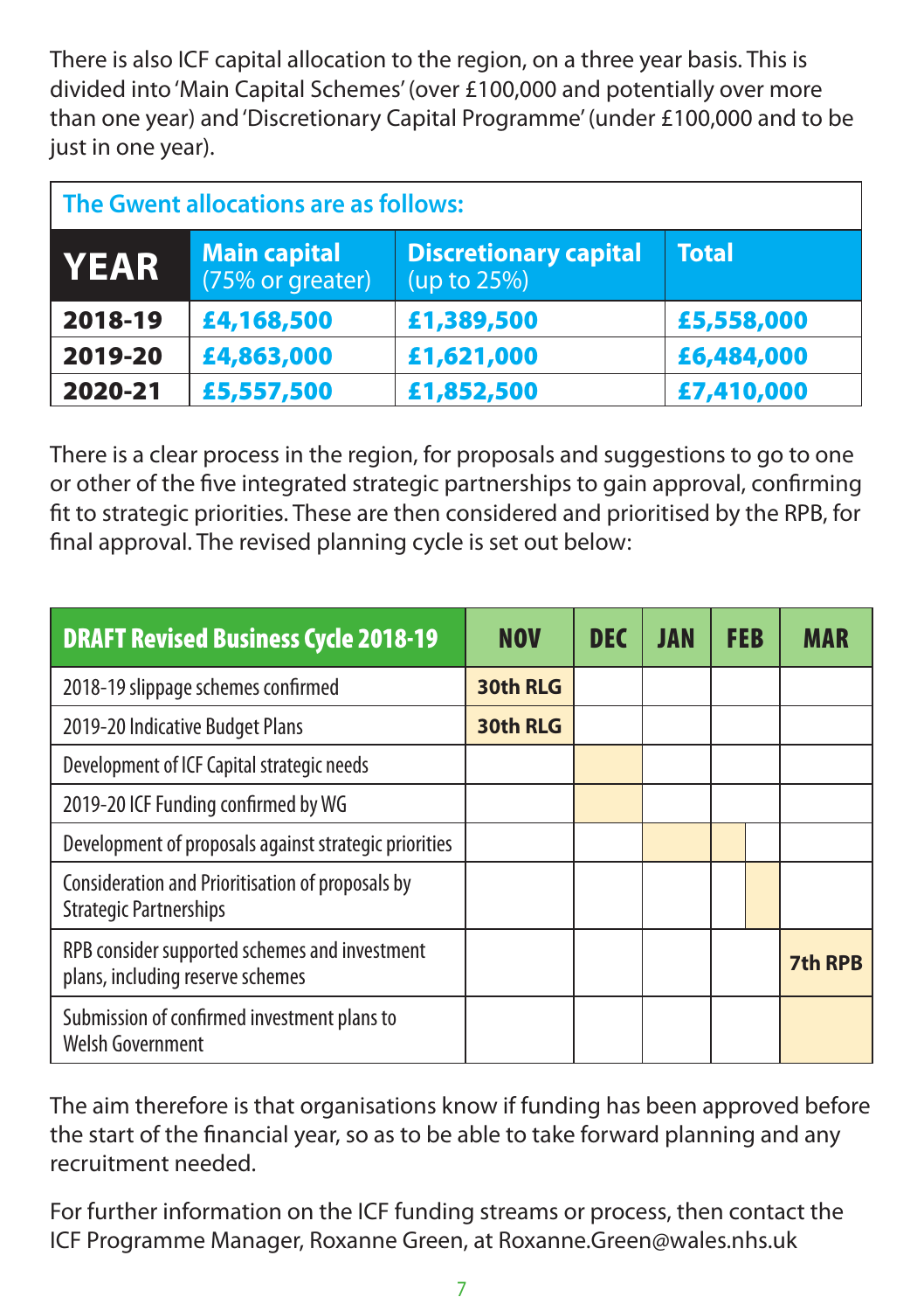There is also ICF capital allocation to the region, on a three year basis. This is divided into 'Main Capital Schemes' (over £100,000 and potentially over more than one year) and 'Discretionary Capital Programme' (under £100,000 and to be just in one year).

**The Gwent allocations are as follows:**

| YEAR | Main capital (75% or greater) | Discretionary capital (up to 25%) | Total |
|---|---|---|---|
| 2018-19 | £4,168,500 | £1,389,500 | £5,558,000 |
| 2019-20 | £4,863,000 | £1,621,000 | £6,484,000 |
| 2020-21 | £5,557,500 | £1,852,500 | £7,410,000 |

There is a clear process in the region, for proposals and suggestions to go to one or other of the five integrated strategic partnerships to gain approval, confirming fit to strategic priorities. These are then considered and prioritised by the RPB, for final approval. The revised planning cycle is set out below:

| DRAFT Revised Business Cycle 2018-19 | NOV | DEC | JAN | FEB | MAR |
|---|---|---|---|---|---|
| 2018-19 slippage schemes confirmed | 30th RLG | | | | |
| 2019-20 Indicative Budget Plans | 30th RLG | | | | |
| Development of ICF Capital strategic needs | | | | | |
| 2019-20 ICF Funding confirmed by WG | | | | | |
| Development of proposals against strategic priorities | | | | | |
| Consideration and Prioritisation of proposals by Strategic Partnerships | | | | | |
| RPB consider supported schemes and investment plans, including reserve schemes | | | | | 7th RPB |
| Submission of confirmed investment plans to Welsh Government | | | | | |

The aim therefore is that organisations know if funding has been approved before the start of the financial year, so as to be able to take forward planning and any recruitment needed.

For further information on the ICF funding streams or process, then contact the ICF Programme Manager, Roxanne Green, at Roxanne.Green@wales.nhs.uk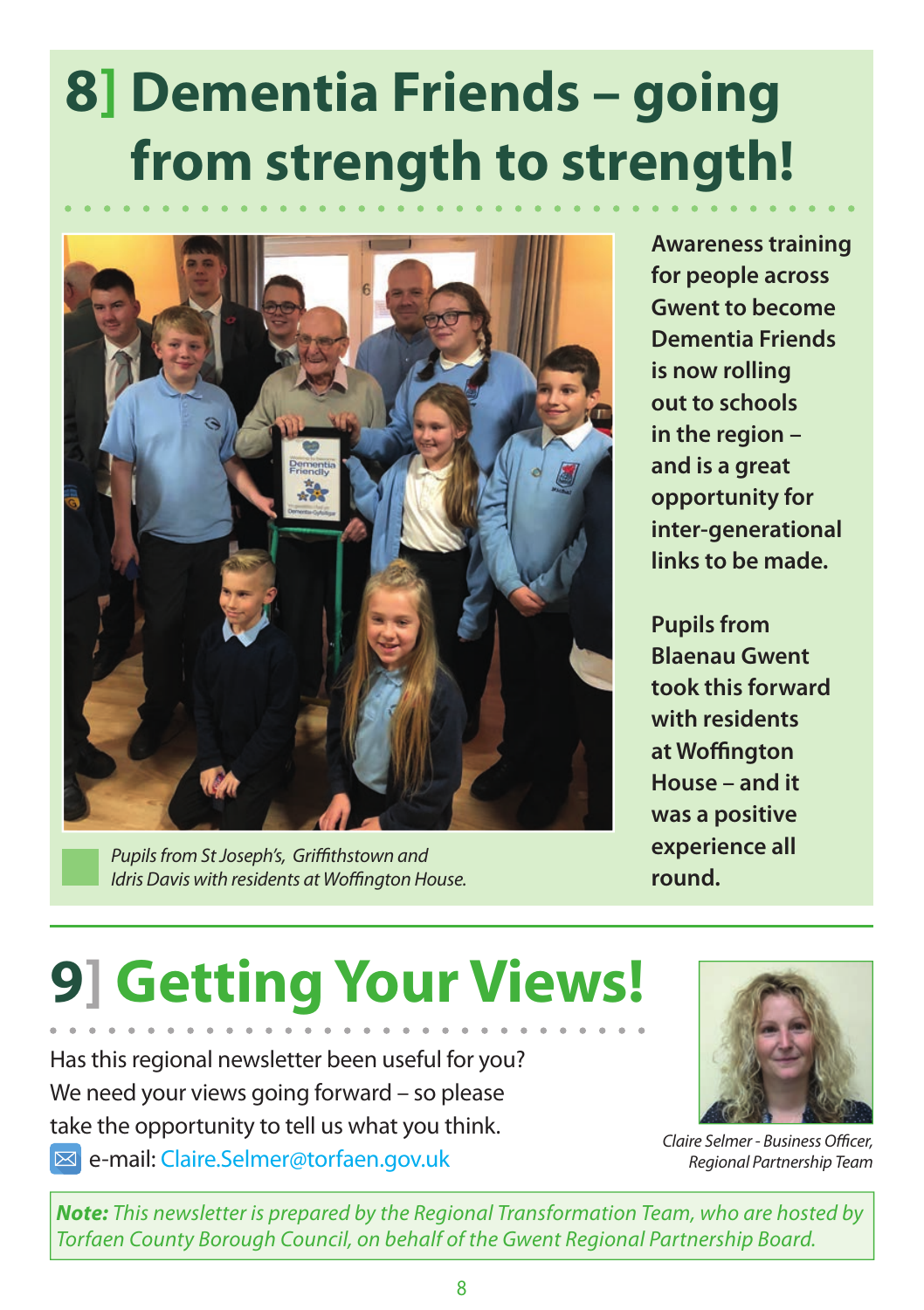# 8] Dementia Friends – going from strength to strength!

*Pupils from St Joseph's, Griffithstown and Idris Davis with residents at Woffington House.*

**Awareness training for people across Gwent to become Dementia Friends is now rolling out to schools in the region – and is a great opportunity for inter-generational links to be made.**

**Pupils from Blaenau Gwent took this forward with residents at Woffington House – and it was a positive experience all round.**

# 9] Getting Your Views!

Has this regional newsletter been useful for you? We need your views going forward – so please take the opportunity to tell us what you think.

e-mail: Claire.Selmer@torfaen.gov.uk

*Claire Selmer - Business Officer, Regional Partnership Team*

***Note:*** *This newsletter is prepared by the Regional Transformation Team, who are hosted by Torfaen County Borough Council, on behalf of the Gwent Regional Partnership Board.*